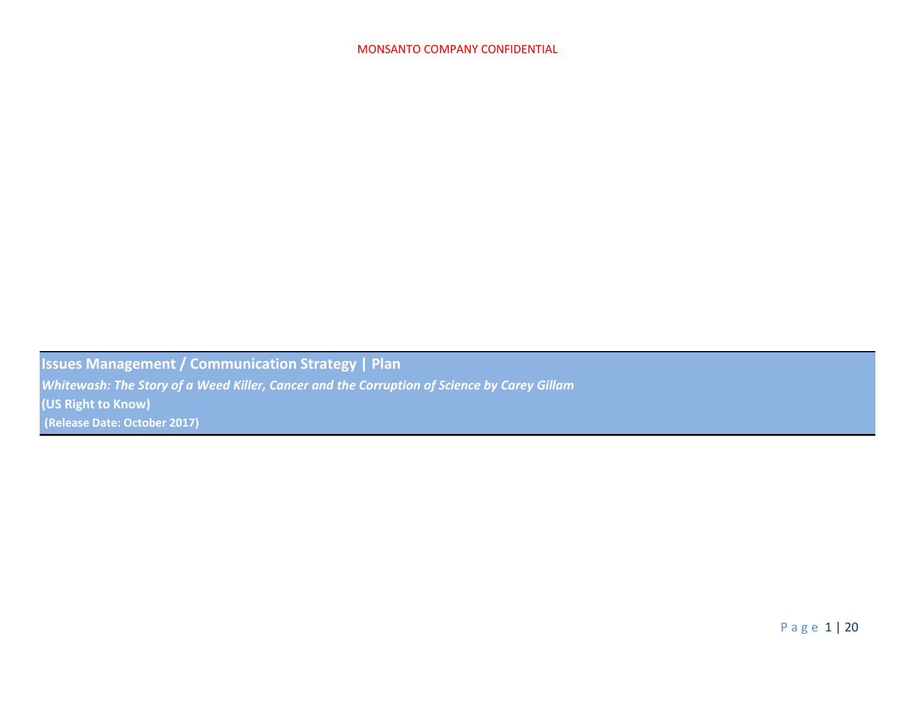MONSANTO COMPANY CONFIDENTIAL

# Issues Management / Communication Strategy | Plan

***Whitewash: The Story of a Weed Killer, Cancer and the Corruption of Science by Carey Gillam***

**(US Right to Know)**

**(Release Date: October 2017)**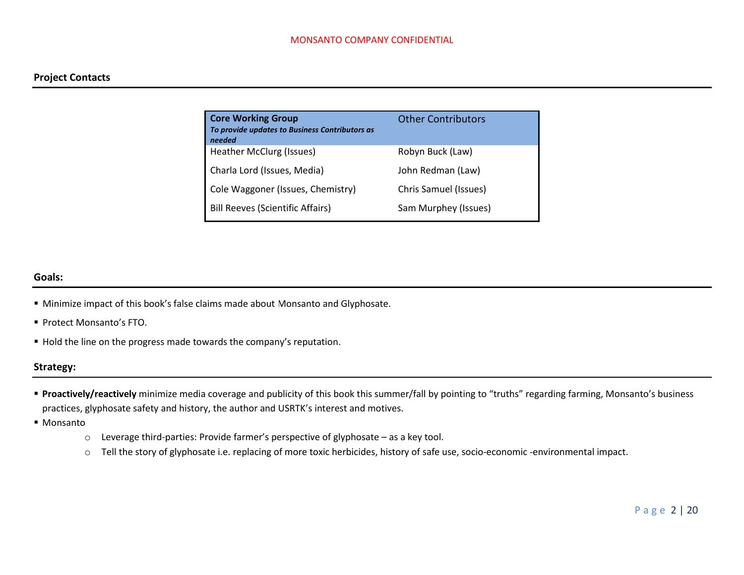MONSANTO COMPANY CONFIDENTIAL

## Project Contacts

| **Core Working Group** *To provide updates to Business Contributors as needed* | Other Contributors |
|---|---|
| Heather McClurg (Issues) | Robyn Buck (Law) |
| Charla Lord (Issues, Media) | John Redman (Law) |
| Cole Waggoner (Issues, Chemistry) | Chris Samuel (Issues) |
| Bill Reeves (Scientific Affairs) | Sam Murphey (Issues) |

## Goals:

- Minimize impact of this book's false claims made about Monsanto and Glyphosate.
- Protect Monsanto's FTO.
- Hold the line on the progress made towards the company's reputation.

## Strategy:

- **Proactively/reactively** minimize media coverage and publicity of this book this summer/fall by pointing to "truths" regarding farming, Monsanto's business practices, glyphosate safety and history, the author and USRTK's interest and motives.
- Monsanto
  - Leverage third-parties: Provide farmer's perspective of glyphosate – as a key tool.
  - Tell the story of glyphosate i.e. replacing of more toxic herbicides, history of safe use, socio-economic -environmental impact.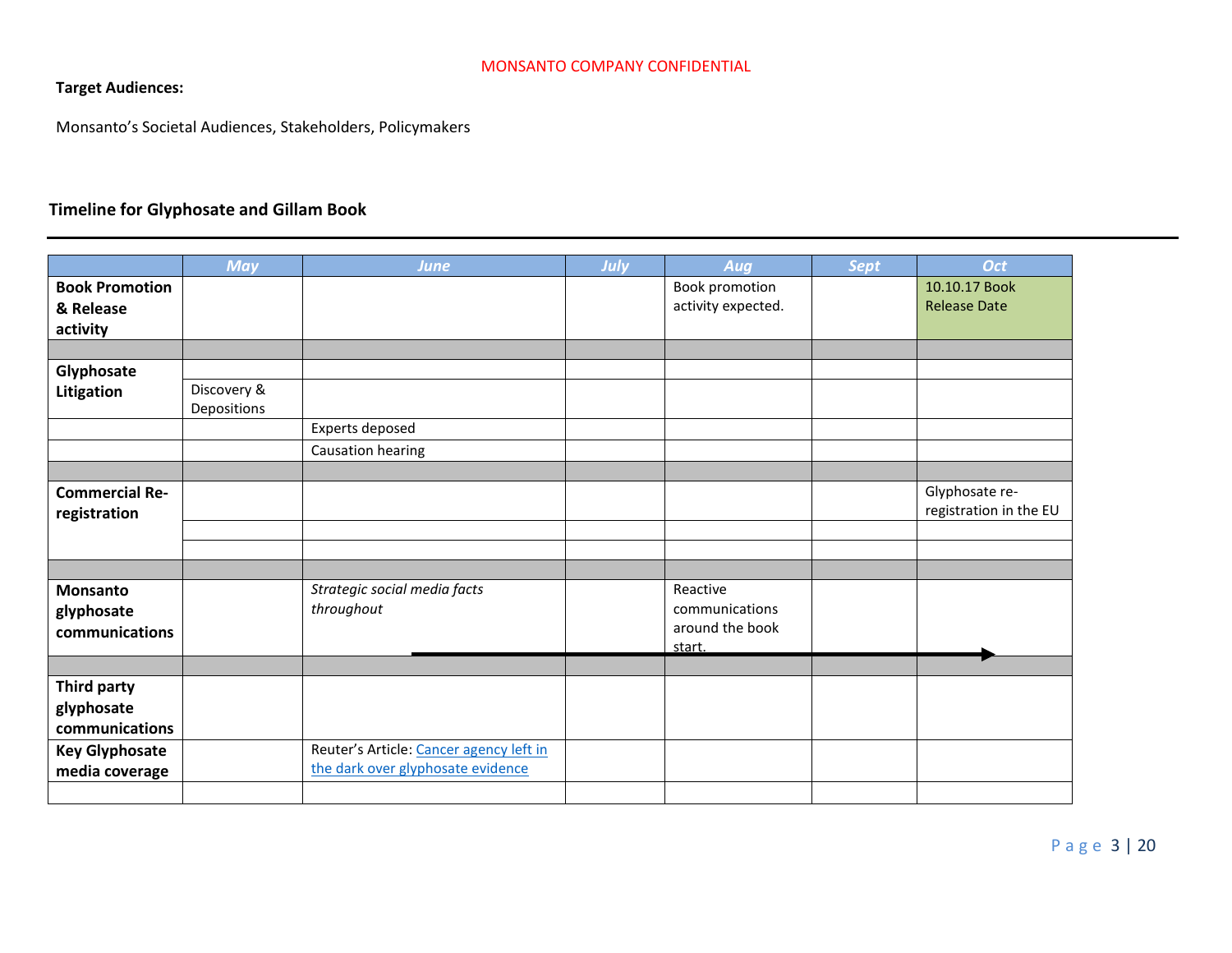MONSANTO COMPANY CONFIDENTIAL

**Target Audiences:**

Monsanto's Societal Audiences, Stakeholders, Policymakers

## Timeline for Glyphosate and Gillam Book

| | May | June | July | Aug | Sept | Oct |
|---|---|---|---|---|---|---|
| **Book Promotion & Release activity** | | | | Book promotion activity expected. | | 10.10.17 Book Release Date |
| | | | | | | |
| **Glyphosate Litigation** | | | | | | |
| | Discovery & Depositions | | | | | |
| | | Experts deposed | | | | |
| | | Causation hearing | | | | |
| | | | | | | |
| **Commercial Re-registration** | | | | | | Glyphosate re-registration in the EU |
| | | | | | | |
| | | | | | | |
| | | | | | | |
| **Monsanto glyphosate communications** | | *Strategic social media facts throughout* | | Reactive communications around the book start. | | |
| | | | | | | |
| **Third party glyphosate communications** | | | | | | |
| **Key Glyphosate media coverage** | | Reuter's Article: Cancer agency left in the dark over glyphosate evidence | | | | |
| | | | | | | |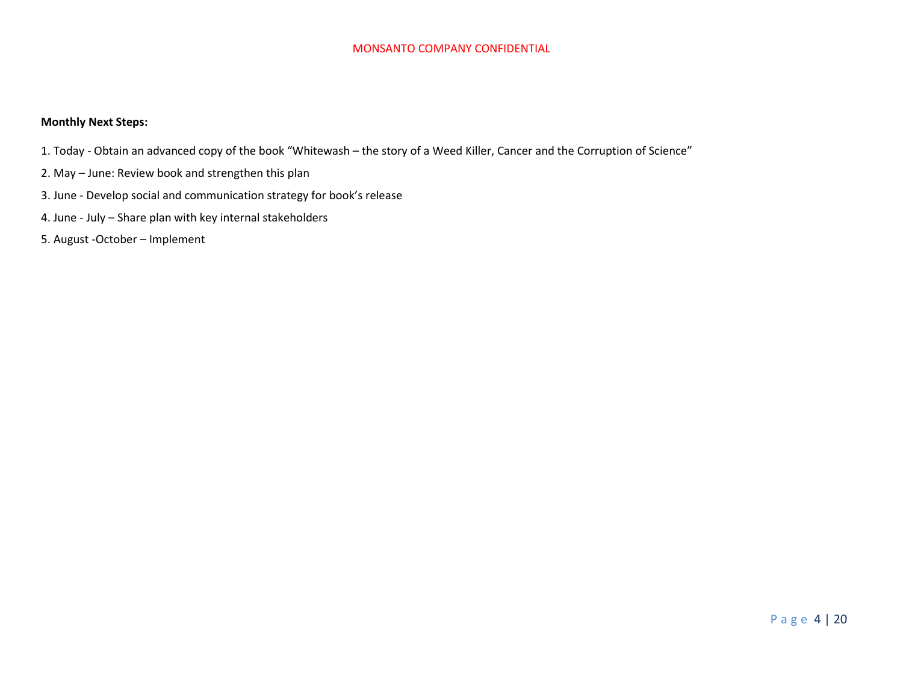**Monthly Next Steps:**

1. Today - Obtain an advanced copy of the book "Whitewash – the story of a Weed Killer, Cancer and the Corruption of Science"
2. May – June: Review book and strengthen this plan
3. June - Develop social and communication strategy for book's release
4. June - July – Share plan with key internal stakeholders
5. August -October – Implement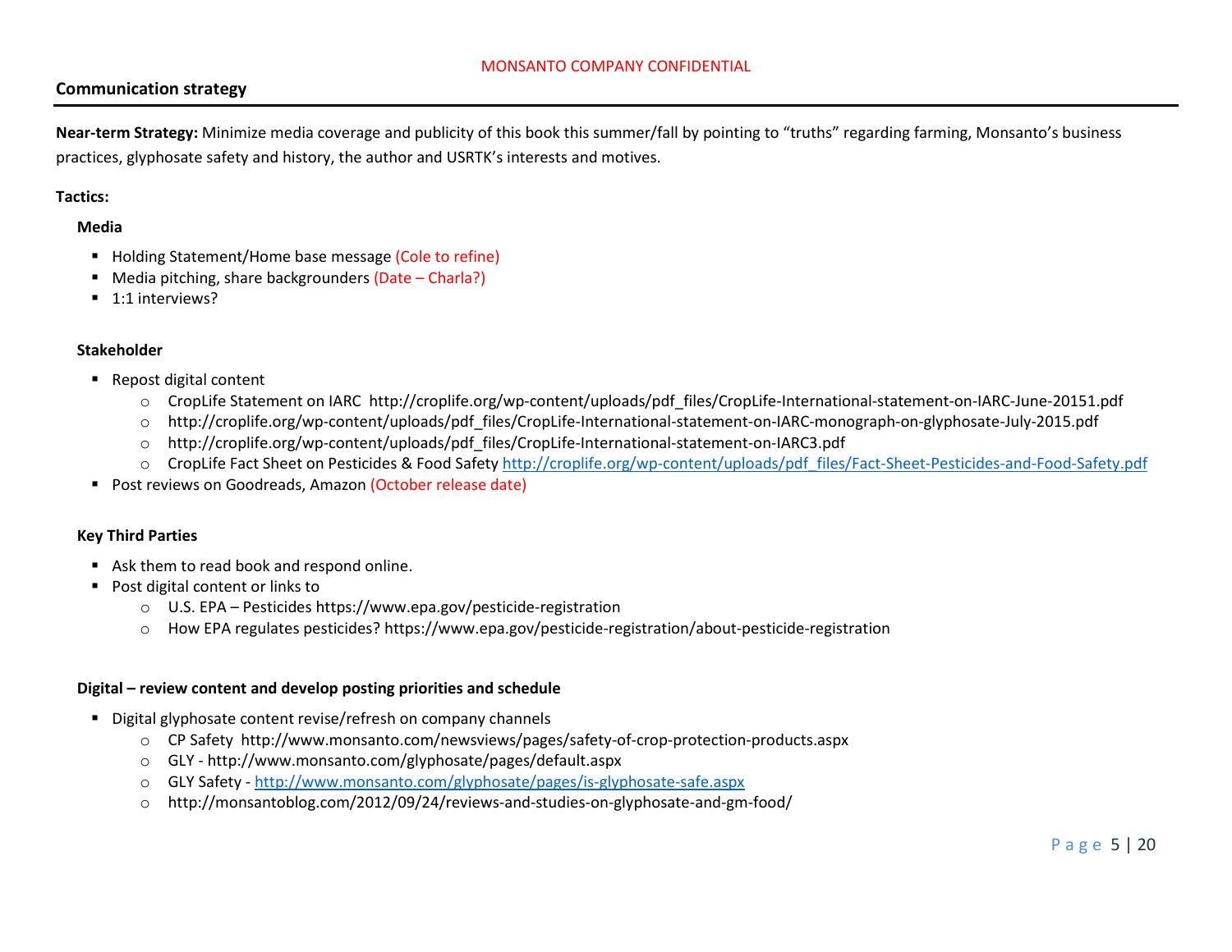MONSANTO COMPANY CONFIDENTIAL

## Communication strategy

**Near-term Strategy:** Minimize media coverage and publicity of this book this summer/fall by pointing to "truths" regarding farming, Monsanto's business practices, glyphosate safety and history, the author and USRTK's interests and motives.

**Tactics:**

**Media**

- Holding Statement/Home base message (Cole to refine)
- Media pitching, share backgrounders (Date – Charla?)
- 1:1 interviews?

**Stakeholder**

- Repost digital content
  - CropLife Statement on IARC http://croplife.org/wp-content/uploads/pdf_files/CropLife-International-statement-on-IARC-June-20151.pdf
  - http://croplife.org/wp-content/uploads/pdf_files/CropLife-International-statement-on-IARC-monograph-on-glyphosate-July-2015.pdf
  - http://croplife.org/wp-content/uploads/pdf_files/CropLife-International-statement-on-IARC3.pdf
  - CropLife Fact Sheet on Pesticides & Food Safety http://croplife.org/wp-content/uploads/pdf_files/Fact-Sheet-Pesticides-and-Food-Safety.pdf
- Post reviews on Goodreads, Amazon (October release date)

**Key Third Parties**

- Ask them to read book and respond online.
- Post digital content or links to
  - U.S. EPA – Pesticides https://www.epa.gov/pesticide-registration
  - How EPA regulates pesticides? https://www.epa.gov/pesticide-registration/about-pesticide-registration

**Digital – review content and develop posting priorities and schedule**

- Digital glyphosate content revise/refresh on company channels
  - CP Safety http://www.monsanto.com/newsviews/pages/safety-of-crop-protection-products.aspx
  - GLY - http://www.monsanto.com/glyphosate/pages/default.aspx
  - GLY Safety - http://www.monsanto.com/glyphosate/pages/is-glyphosate-safe.aspx
  - http://monsantoblog.com/2012/09/24/reviews-and-studies-on-glyphosate-and-gm-food/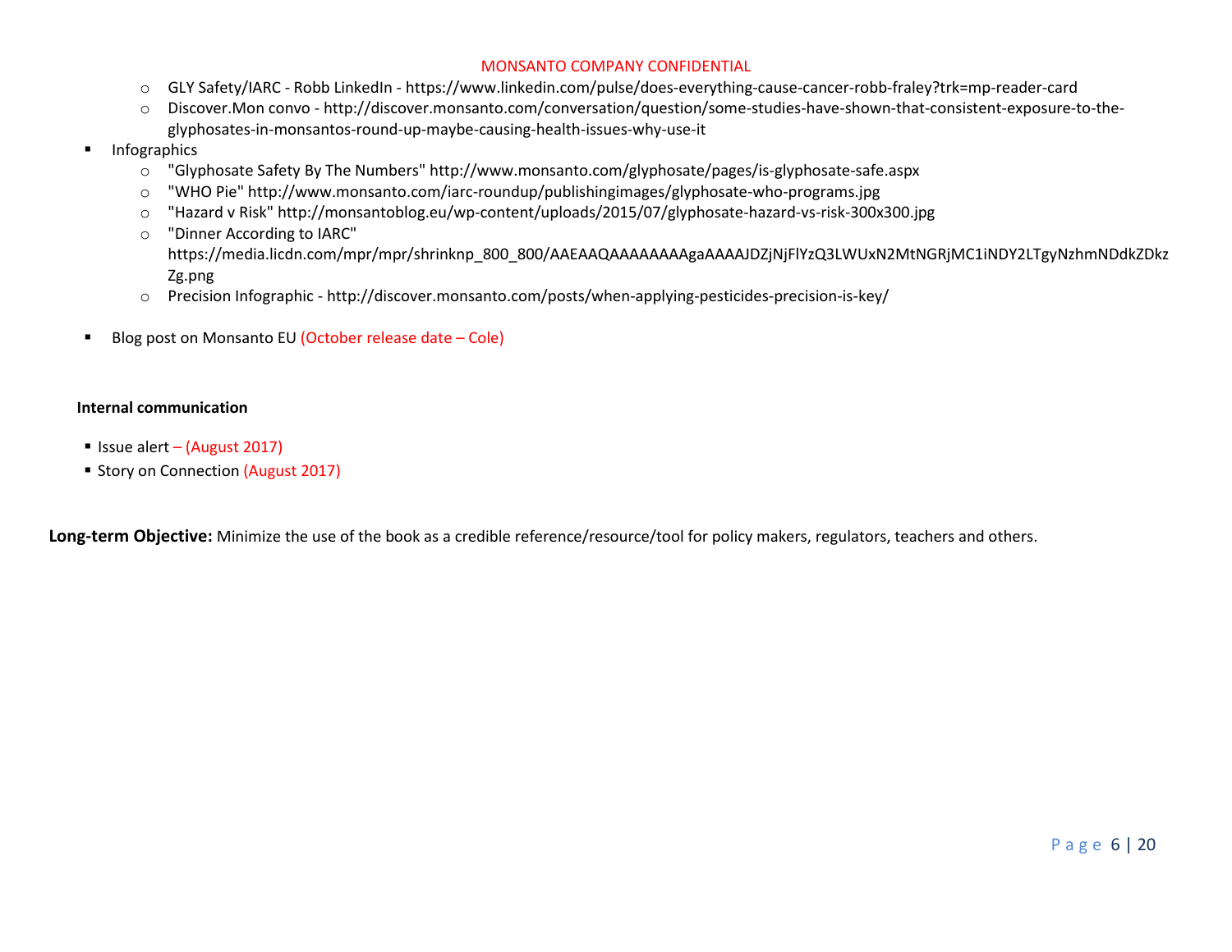MONSANTO COMPANY CONFIDENTIAL

  - GLY Safety/IARC - Robb LinkedIn - https://www.linkedin.com/pulse/does-everything-cause-cancer-robb-fraley?trk=mp-reader-card
  - Discover.Mon convo - http://discover.monsanto.com/conversation/question/some-studies-have-shown-that-consistent-exposure-to-the-glyphosates-in-monsantos-round-up-maybe-causing-health-issues-why-use-it

- Infographics
  - "Glyphosate Safety By The Numbers" http://www.monsanto.com/glyphosate/pages/is-glyphosate-safe.aspx
  - "WHO Pie" http://www.monsanto.com/iarc-roundup/publishingimages/glyphosate-who-programs.jpg
  - "Hazard v Risk" http://monsantoblog.eu/wp-content/uploads/2015/07/glyphosate-hazard-vs-risk-300x300.jpg
  - "Dinner According to IARC" https://media.licdn.com/mpr/mpr/shrinknp_800_800/AAEAAQAAAAAAAAgaAAAAJDZjNjFlYzQ3LWUxN2MtNGRjMC1iNDY2LTgyNzhmNDdkZDkzZg.png
  - Precision Infographic - http://discover.monsanto.com/posts/when-applying-pesticides-precision-is-key/

- Blog post on Monsanto EU (October release date – Cole)

**Internal communication**

- Issue alert – (August 2017)
- Story on Connection (August 2017)

**Long-term Objective:** Minimize the use of the book as a credible reference/resource/tool for policy makers, regulators, teachers and others.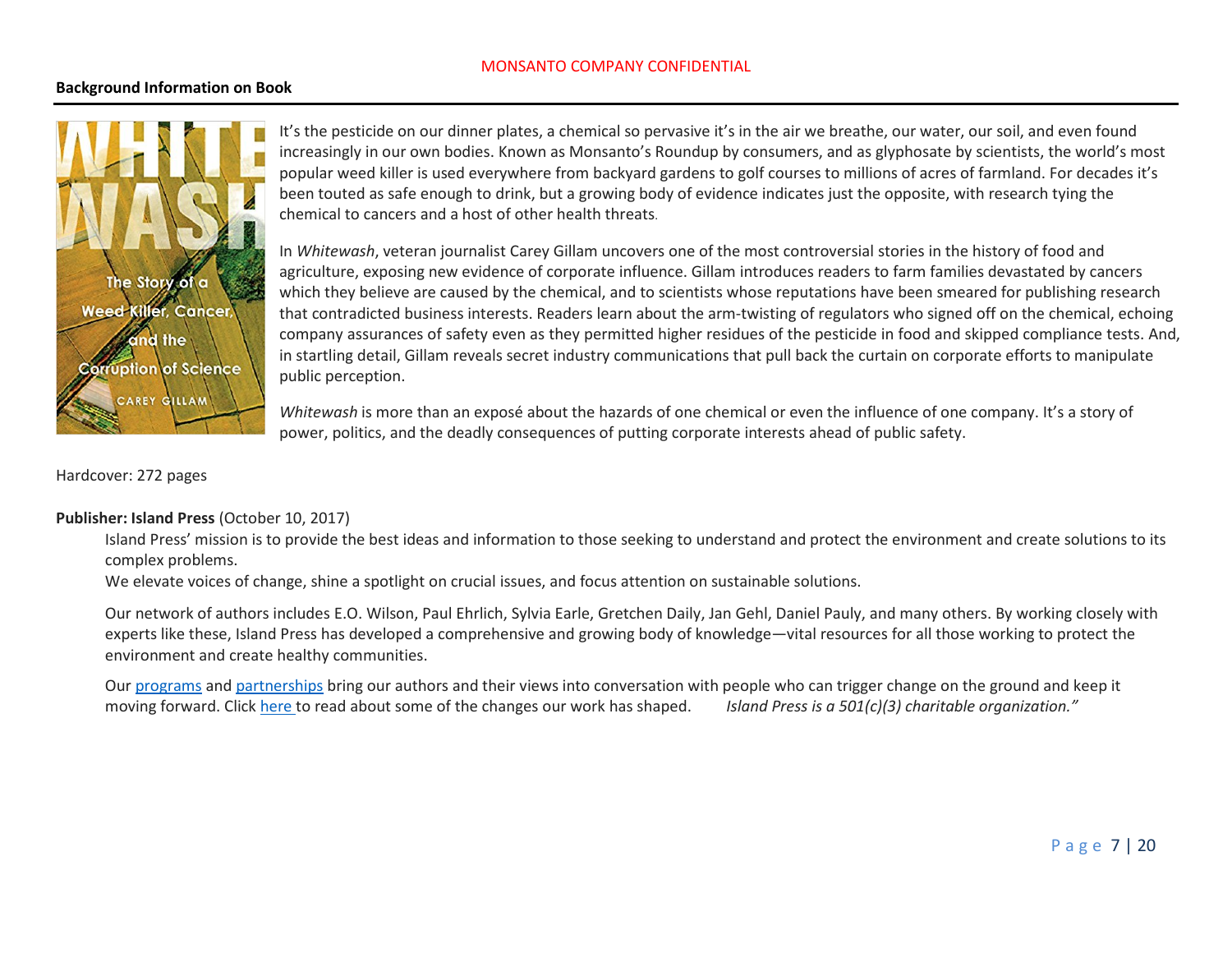MONSANTO COMPANY CONFIDENTIAL

**Background Information on Book**

It's the pesticide on our dinner plates, a chemical so pervasive it's in the air we breathe, our water, our soil, and even found increasingly in our own bodies. Known as Monsanto's Roundup by consumers, and as glyphosate by scientists, the world's most popular weed killer is used everywhere from backyard gardens to golf courses to millions of acres of farmland. For decades it's been touted as safe enough to drink, but a growing body of evidence indicates just the opposite, with research tying the chemical to cancers and a host of other health threats.

In *Whitewash*, veteran journalist Carey Gillam uncovers one of the most controversial stories in the history of food and agriculture, exposing new evidence of corporate influence. Gillam introduces readers to farm families devastated by cancers which they believe are caused by the chemical, and to scientists whose reputations have been smeared for publishing research that contradicted business interests. Readers learn about the arm-twisting of regulators who signed off on the chemical, echoing company assurances of safety even as they permitted higher residues of the pesticide in food and skipped compliance tests. And, in startling detail, Gillam reveals secret industry communications that pull back the curtain on corporate efforts to manipulate public perception.

*Whitewash* is more than an exposé about the hazards of one chemical or even the influence of one company. It's a story of power, politics, and the deadly consequences of putting corporate interests ahead of public safety.

Hardcover: 272 pages

**Publisher: Island Press** (October 10, 2017)

Island Press' mission is to provide the best ideas and information to those seeking to understand and protect the environment and create solutions to its complex problems.
We elevate voices of change, shine a spotlight on crucial issues, and focus attention on sustainable solutions.

Our network of authors includes E.O. Wilson, Paul Ehrlich, Sylvia Earle, Gretchen Daily, Jan Gehl, Daniel Pauly, and many others. By working closely with experts like these, Island Press has developed a comprehensive and growing body of knowledge—vital resources for all those working to protect the environment and create healthy communities.

Our programs and partnerships bring our authors and their views into conversation with people who can trigger change on the ground and keep it moving forward. Click here to read about some of the changes our work has shaped. *Island Press is a 501(c)(3) charitable organization."*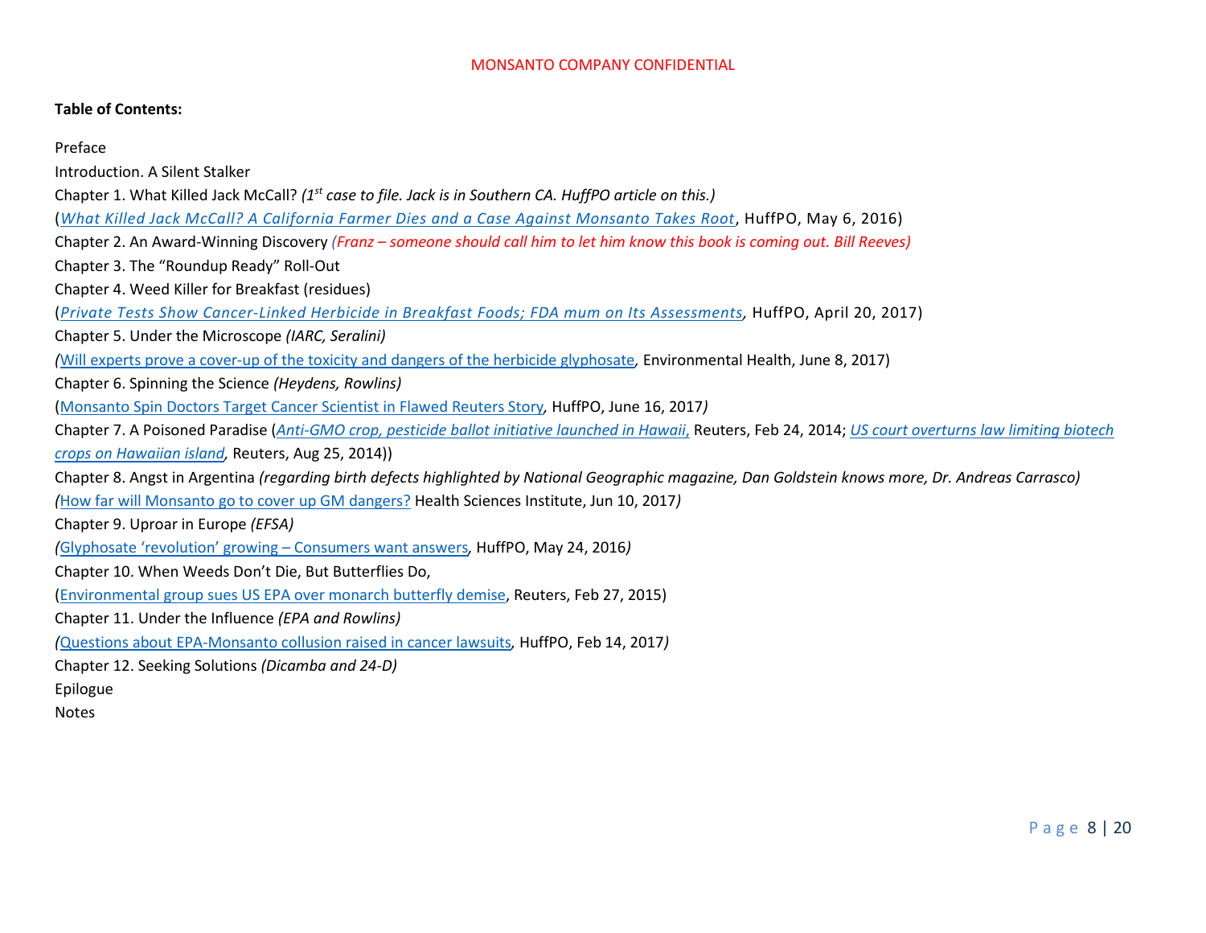MONSANTO COMPANY CONFIDENTIAL

**Table of Contents:**

Preface

Introduction. A Silent Stalker

Chapter 1. What Killed Jack McCall? *(1st case to file. Jack is in Southern CA. HuffPO article on this.)*

(*What Killed Jack McCall? A California Farmer Dies and a Case Against Monsanto Takes Root*, HuffPO, May 6, 2016)

Chapter 2. An Award-Winning Discovery *(Franz – someone should call him to let him know this book is coming out. Bill Reeves)*

Chapter 3. The "Roundup Ready" Roll-Out

Chapter 4. Weed Killer for Breakfast (residues)

(*Private Tests Show Cancer-Linked Herbicide in Breakfast Foods; FDA mum on Its Assessments*, HuffPO, April 20, 2017)

Chapter 5. Under the Microscope *(IARC, Seralini)*

*(*Will experts prove a cover-up of the toxicity and dangers of the herbicide glyphosate, Environmental Health, June 8, 2017)

Chapter 6. Spinning the Science *(Heydens, Rowlins)*

(Monsanto Spin Doctors Target Cancer Scientist in Flawed Reuters Story, HuffPO, June 16, 2017*)*

Chapter 7. A Poisoned Paradise (*Anti-GMO crop, pesticide ballot initiative launched in Hawaii,* Reuters, Feb 24, 2014; *US court overturns law limiting biotech crops on Hawaiian island,* Reuters, Aug 25, 2014))

Chapter 8. Angst in Argentina *(regarding birth defects highlighted by National Geographic magazine, Dan Goldstein knows more, Dr. Andreas Carrasco)*

*(*How far will Monsanto go to cover up GM dangers? Health Sciences Institute, Jun 10, 2017*)*

Chapter 9. Uproar in Europe *(EFSA)*

*(*Glyphosate 'revolution' growing – Consumers want answers, HuffPO, May 24, 2016*)*

Chapter 10. When Weeds Don't Die, But Butterflies Do,

(Environmental group sues US EPA over monarch butterfly demise, Reuters, Feb 27, 2015)

Chapter 11. Under the Influence *(EPA and Rowlins)*

*(*Questions about EPA-Monsanto collusion raised in cancer lawsuits, HuffPO, Feb 14, 2017*)*

Chapter 12. Seeking Solutions *(Dicamba and 24-D)*

Epilogue

Notes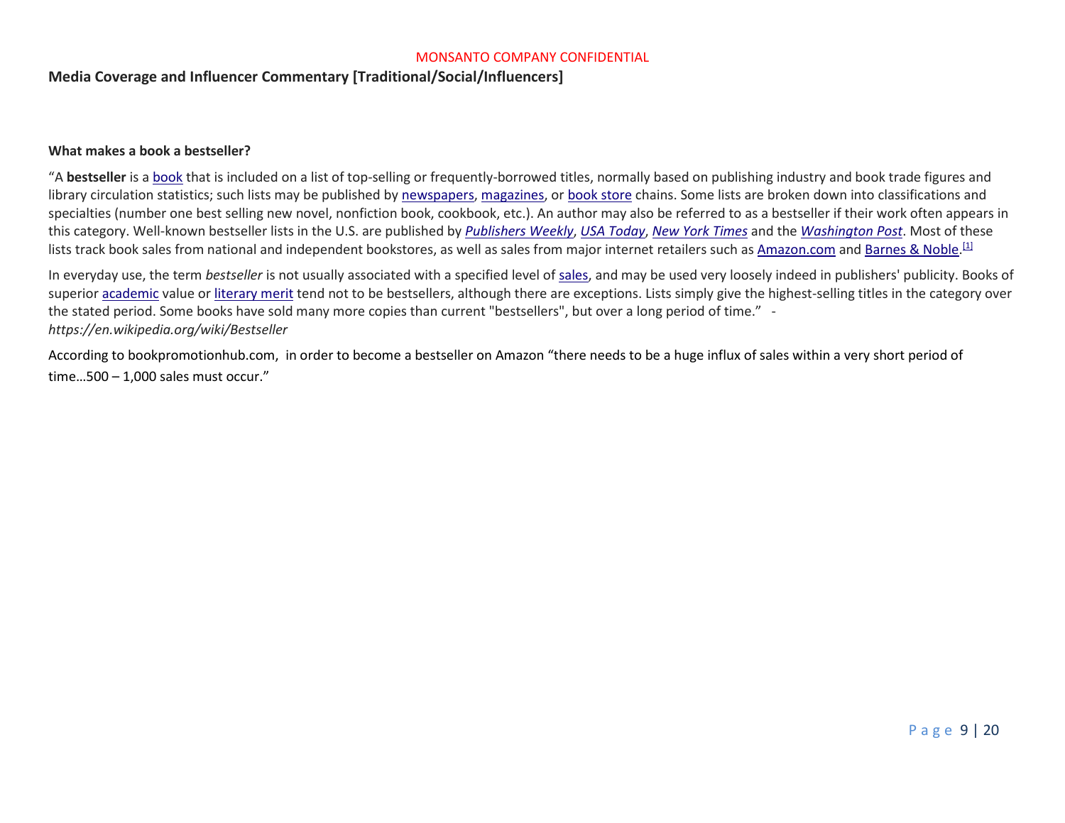MONSANTO COMPANY CONFIDENTIAL

## Media Coverage and Influencer Commentary [Traditional/Social/Influencers]

### What makes a book a bestseller?

"A **bestseller** is a book that is included on a list of top-selling or frequently-borrowed titles, normally based on publishing industry and book trade figures and library circulation statistics; such lists may be published by newspapers, magazines, or book store chains. Some lists are broken down into classifications and specialties (number one best selling new novel, nonfiction book, cookbook, etc.). An author may also be referred to as a bestseller if their work often appears in this category. Well-known bestseller lists in the U.S. are published by *Publishers Weekly*, *USA Today*, *New York Times* and the *Washington Post*. Most of these lists track book sales from national and independent bookstores, as well as sales from major internet retailers such as Amazon.com and Barnes & Noble.[1]

In everyday use, the term *bestseller* is not usually associated with a specified level of sales, and may be used very loosely indeed in publishers' publicity. Books of superior academic value or literary merit tend not to be bestsellers, although there are exceptions. Lists simply give the highest-selling titles in the category over the stated period. Some books have sold many more copies than current "bestsellers", but over a long period of time." - *https://en.wikipedia.org/wiki/Bestseller*

According to bookpromotionhub.com, in order to become a bestseller on Amazon "there needs to be a huge influx of sales within a very short period of time…500 – 1,000 sales must occur."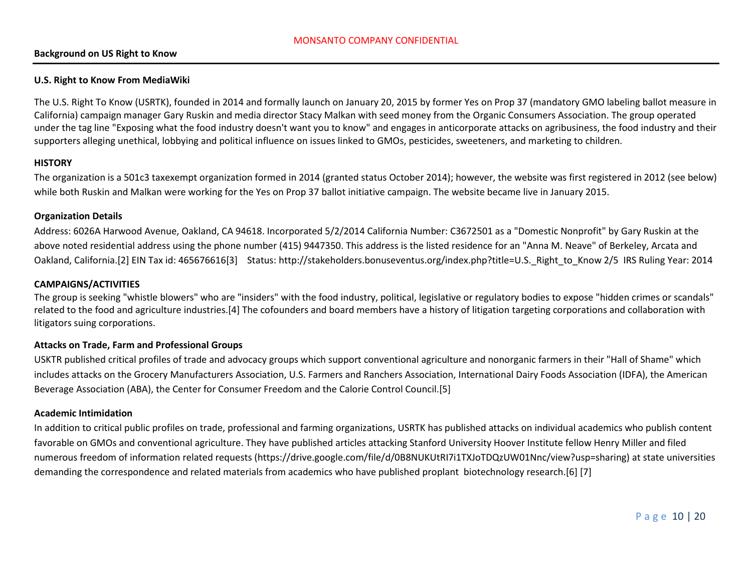MONSANTO COMPANY CONFIDENTIAL

**Background on US Right to Know**

**U.S. Right to Know From MediaWiki**

The U.S. Right To Know (USRTK), founded in 2014 and formally launch on January 20, 2015 by former Yes on Prop 37 (mandatory GMO labeling ballot measure in California) campaign manager Gary Ruskin and media director Stacy Malkan with seed money from the Organic Consumers Association. The group operated under the tag line "Exposing what the food industry doesn't want you to know" and engages in anticorporate attacks on agribusiness, the food industry and their supporters alleging unethical, lobbying and political influence on issues linked to GMOs, pesticides, sweeteners, and marketing to children.

**HISTORY**

The organization is a 501c3 taxexempt organization formed in 2014 (granted status October 2014); however, the website was first registered in 2012 (see below) while both Ruskin and Malkan were working for the Yes on Prop 37 ballot initiative campaign. The website became live in January 2015.

**Organization Details**

Address: 6026A Harwood Avenue, Oakland, CA 94618. Incorporated 5/2/2014 California Number: C3672501 as a "Domestic Nonprofit" by Gary Ruskin at the above noted residential address using the phone number (415) 9447350. This address is the listed residence for an "Anna M. Neave" of Berkeley, Arcata and Oakland, California.[2] EIN Tax id: 465676616[3] Status: http://stakeholders.bonuseventus.org/index.php?title=U.S._Right_to_Know 2/5 IRS Ruling Year: 2014

**CAMPAIGNS/ACTIVITIES**

The group is seeking "whistle blowers" who are "insiders" with the food industry, political, legislative or regulatory bodies to expose "hidden crimes or scandals" related to the food and agriculture industries.[4] The cofounders and board members have a history of litigation targeting corporations and collaboration with litigators suing corporations.

**Attacks on Trade, Farm and Professional Groups**

USKTR published critical profiles of trade and advocacy groups which support conventional agriculture and nonorganic farmers in their "Hall of Shame" which includes attacks on the Grocery Manufacturers Association, U.S. Farmers and Ranchers Association, International Dairy Foods Association (IDFA), the American Beverage Association (ABA), the Center for Consumer Freedom and the Calorie Control Council.[5]

**Academic Intimidation**

In addition to critical public profiles on trade, professional and farming organizations, USRTK has published attacks on individual academics who publish content favorable on GMOs and conventional agriculture. They have published articles attacking Stanford University Hoover Institute fellow Henry Miller and filed numerous freedom of information related requests (https://drive.google.com/file/d/0B8NUKUtRI7i1TXJoTDQzUW01Nnc/view?usp=sharing) at state universities demanding the correspondence and related materials from academics who have published proplant biotechnology research.[6] [7]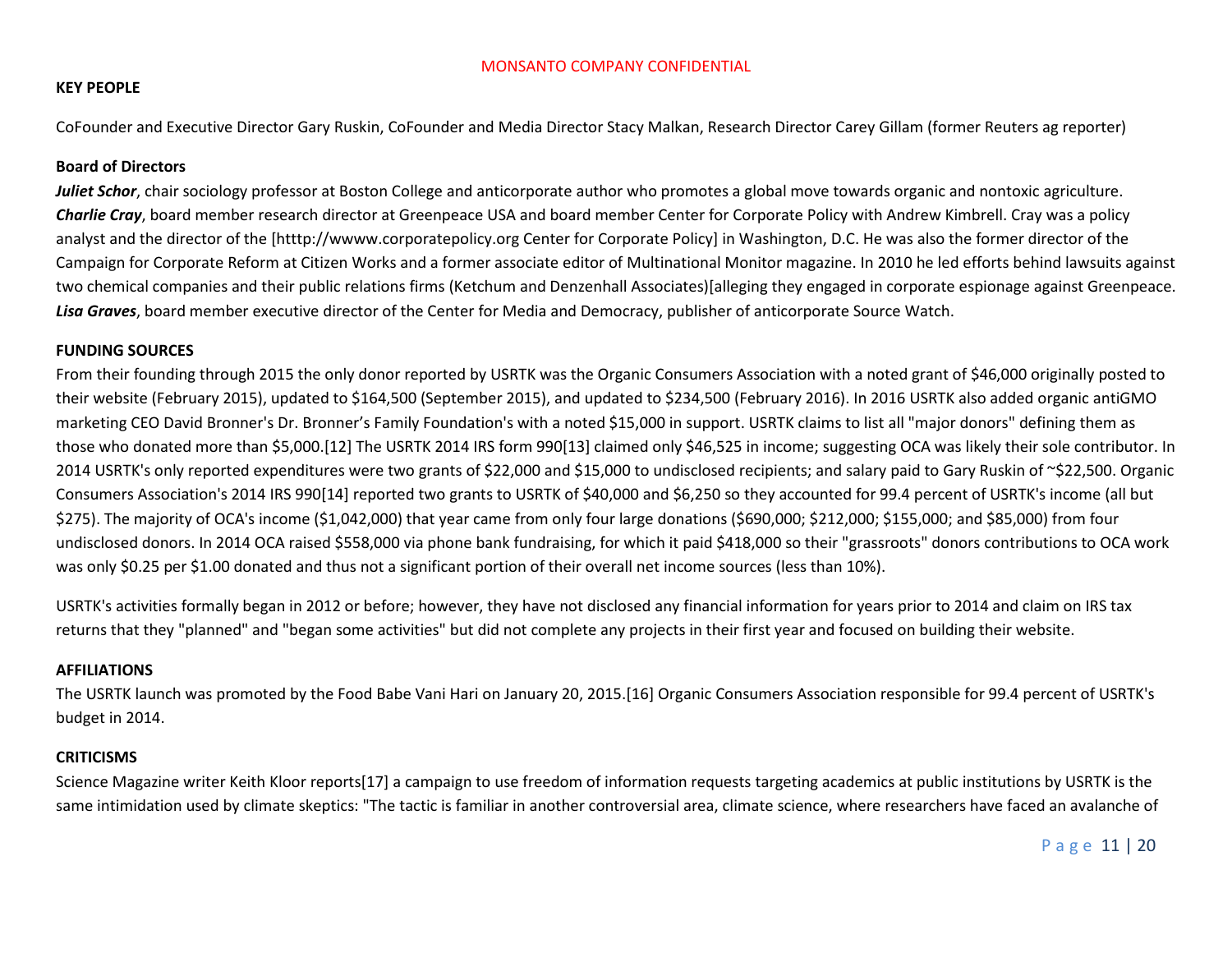MONSANTO COMPANY CONFIDENTIAL

**KEY PEOPLE**

CoFounder and Executive Director Gary Ruskin, CoFounder and Media Director Stacy Malkan, Research Director Carey Gillam (former Reuters ag reporter)

**Board of Directors**

***Juliet Schor***, chair sociology professor at Boston College and anticorporate author who promotes a global move towards organic and nontoxic agriculture.
***Charlie Cray***, board member research director at Greenpeace USA and board member Center for Corporate Policy with Andrew Kimbrell. Cray was a policy analyst and the director of the [htttp://wwww.corporatepolicy.org Center for Corporate Policy] in Washington, D.C. He was also the former director of the Campaign for Corporate Reform at Citizen Works and a former associate editor of Multinational Monitor magazine. In 2010 he led efforts behind lawsuits against two chemical companies and their public relations firms (Ketchum and Denzenhall Associates)[alleging they engaged in corporate espionage against Greenpeace.
***Lisa Graves***, board member executive director of the Center for Media and Democracy, publisher of anticorporate Source Watch.

**FUNDING SOURCES**

From their founding through 2015 the only donor reported by USRTK was the Organic Consumers Association with a noted grant of $46,000 originally posted to their website (February 2015), updated to $164,500 (September 2015), and updated to $234,500 (February 2016). In 2016 USRTK also added organic antiGMO marketing CEO David Bronner's Dr. Bronner's Family Foundation's with a noted $15,000 in support. USRTK claims to list all "major donors" defining them as those who donated more than $5,000.[12] The USRTK 2014 IRS form 990[13] claimed only $46,525 in income; suggesting OCA was likely their sole contributor. In 2014 USRTK's only reported expenditures were two grants of $22,000 and $15,000 to undisclosed recipients; and salary paid to Gary Ruskin of ~$22,500. Organic Consumers Association's 2014 IRS 990[14] reported two grants to USRTK of $40,000 and $6,250 so they accounted for 99.4 percent of USRTK's income (all but $275). The majority of OCA's income ($1,042,000) that year came from only four large donations ($690,000; $212,000; $155,000; and $85,000) from four undisclosed donors. In 2014 OCA raised $558,000 via phone bank fundraising, for which it paid $418,000 so their "grassroots" donors contributions to OCA work was only $0.25 per $1.00 donated and thus not a significant portion of their overall net income sources (less than 10%).

USRTK's activities formally began in 2012 or before; however, they have not disclosed any financial information for years prior to 2014 and claim on IRS tax returns that they "planned" and "began some activities" but did not complete any projects in their first year and focused on building their website.

**AFFILIATIONS**

The USRTK launch was promoted by the Food Babe Vani Hari on January 20, 2015.[16] Organic Consumers Association responsible for 99.4 percent of USRTK's budget in 2014.

**CRITICISMS**

Science Magazine writer Keith Kloor reports[17] a campaign to use freedom of information requests targeting academics at public institutions by USRTK is the same intimidation used by climate skeptics: "The tactic is familiar in another controversial area, climate science, where researchers have faced an avalanche of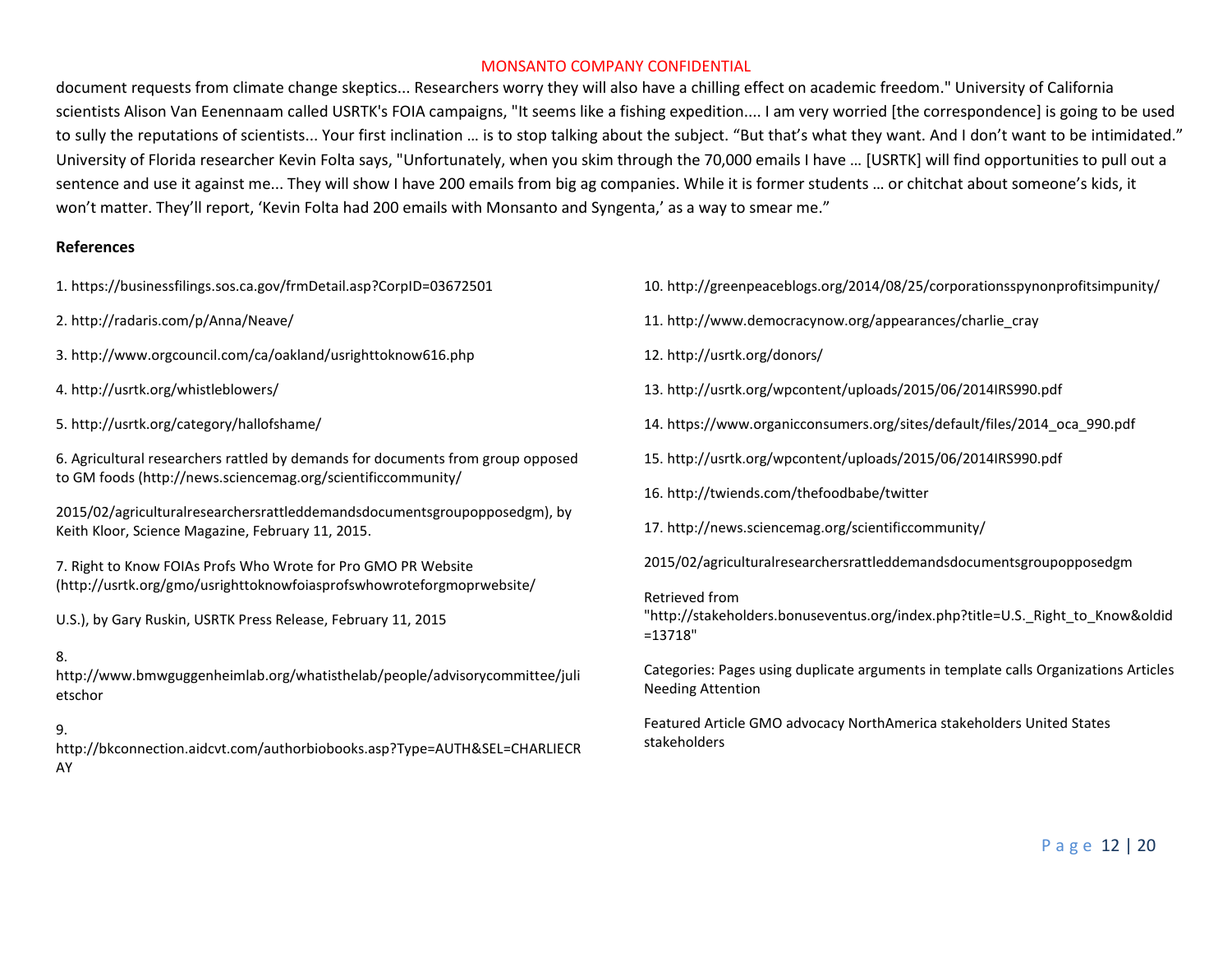document requests from climate change skeptics... Researchers worry they will also have a chilling effect on academic freedom." University of California scientists Alison Van Eenennaam called USRTK's FOIA campaigns, "It seems like a fishing expedition.... I am very worried [the correspondence] is going to be used to sully the reputations of scientists... Your first inclination … is to stop talking about the subject. "But that's what they want. And I don't want to be intimidated." University of Florida researcher Kevin Folta says, "Unfortunately, when you skim through the 70,000 emails I have … [USRTK] will find opportunities to pull out a sentence and use it against me... They will show I have 200 emails from big ag companies. While it is former students … or chitchat about someone's kids, it won't matter. They'll report, 'Kevin Folta had 200 emails with Monsanto and Syngenta,' as a way to smear me."

**References**

1. https://businessfilings.sos.ca.gov/frmDetail.asp?CorpID=03672501

2. http://radaris.com/p/Anna/Neave/

3. http://www.orgcouncil.com/ca/oakland/usrighttoknow616.php

4. http://usrtk.org/whistleblowers/

5. http://usrtk.org/category/hallofshame/

6. Agricultural researchers rattled by demands for documents from group opposed to GM foods (http://news.sciencemag.org/scientificcommunity/

2015/02/agriculturalresearchersrattleddemandsdocumentsgroupopposedgm), by Keith Kloor, Science Magazine, February 11, 2015.

7. Right to Know FOIAs Profs Who Wrote for Pro GMO PR Website (http://usrtk.org/gmo/usrighttoknowfoiasprofswhowroteforgmoprwebsite/

U.S.), by Gary Ruskin, USRTK Press Release, February 11, 2015

8. http://www.bmwguggenheimlab.org/whatisthelab/people/advisorycommittee/julietschor

9. http://bkconnection.aidcvt.com/authorbiobooks.asp?Type=AUTH&SEL=CHARLIECRAY

10. http://greenpeaceblogs.org/2014/08/25/corporationsspynonprofitsimpunity/

11. http://www.democracynow.org/appearances/charlie_cray

12. http://usrtk.org/donors/

13. http://usrtk.org/wpcontent/uploads/2015/06/2014IRS990.pdf

14. https://www.organicconsumers.org/sites/default/files/2014_oca_990.pdf

15. http://usrtk.org/wpcontent/uploads/2015/06/2014IRS990.pdf

16. http://twiends.com/thefoodbabe/twitter

17. http://news.sciencemag.org/scientificcommunity/

2015/02/agriculturalresearchersrattleddemandsdocumentsgroupopposedgm

Retrieved from "http://stakeholders.bonuseventus.org/index.php?title=U.S._Right_to_Know&oldid=13718"

Categories: Pages using duplicate arguments in template calls Organizations Articles Needing Attention

Featured Article GMO advocacy NorthAmerica stakeholders United States stakeholders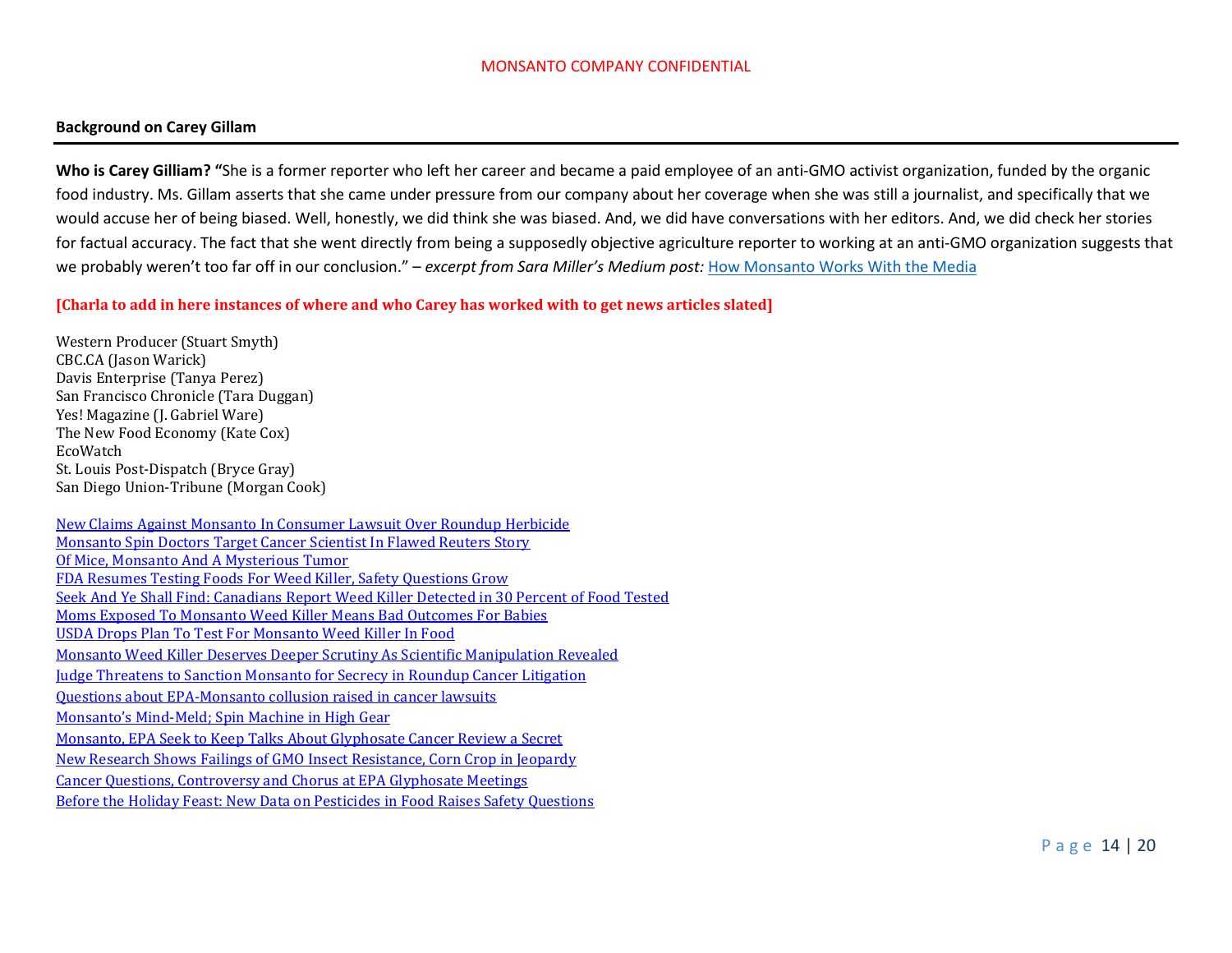MONSANTO COMPANY CONFIDENTIAL

**Background on Carey Gillam**

**Who is Carey Gilliam? "**She is a former reporter who left her career and became a paid employee of an anti-GMO activist organization, funded by the organic food industry. Ms. Gillam asserts that she came under pressure from our company about her coverage when she was still a journalist, and specifically that we would accuse her of being biased. Well, honestly, we did think she was biased. And, we did have conversations with her editors. And, we did check her stories for factual accuracy. The fact that she went directly from being a supposedly objective agriculture reporter to working at an anti-GMO organization suggests that we probably weren't too far off in our conclusion." – *excerpt from Sara Miller's Medium post:* How Monsanto Works With the Media

**[Charla to add in here instances of where and who Carey has worked with to get news articles slated]**

Western Producer (Stuart Smyth)
CBC.CA (Jason Warick)
Davis Enterprise (Tanya Perez)
San Francisco Chronicle (Tara Duggan)
Yes! Magazine (J. Gabriel Ware)
The New Food Economy (Kate Cox)
EcoWatch
St. Louis Post-Dispatch (Bryce Gray)
San Diego Union-Tribune (Morgan Cook)

New Claims Against Monsanto In Consumer Lawsuit Over Roundup Herbicide
Monsanto Spin Doctors Target Cancer Scientist In Flawed Reuters Story
Of Mice, Monsanto And A Mysterious Tumor
FDA Resumes Testing Foods For Weed Killer, Safety Questions Grow
Seek And Ye Shall Find: Canadians Report Weed Killer Detected in 30 Percent of Food Tested
Moms Exposed To Monsanto Weed Killer Means Bad Outcomes For Babies
USDA Drops Plan To Test For Monsanto Weed Killer In Food
Monsanto Weed Killer Deserves Deeper Scrutiny As Scientific Manipulation Revealed
Judge Threatens to Sanction Monsanto for Secrecy in Roundup Cancer Litigation
Questions about EPA-Monsanto collusion raised in cancer lawsuits
Monsanto's Mind-Meld; Spin Machine in High Gear
Monsanto, EPA Seek to Keep Talks About Glyphosate Cancer Review a Secret
New Research Shows Failings of GMO Insect Resistance, Corn Crop in Jeopardy
Cancer Questions, Controversy and Chorus at EPA Glyphosate Meetings
Before the Holiday Feast: New Data on Pesticides in Food Raises Safety Questions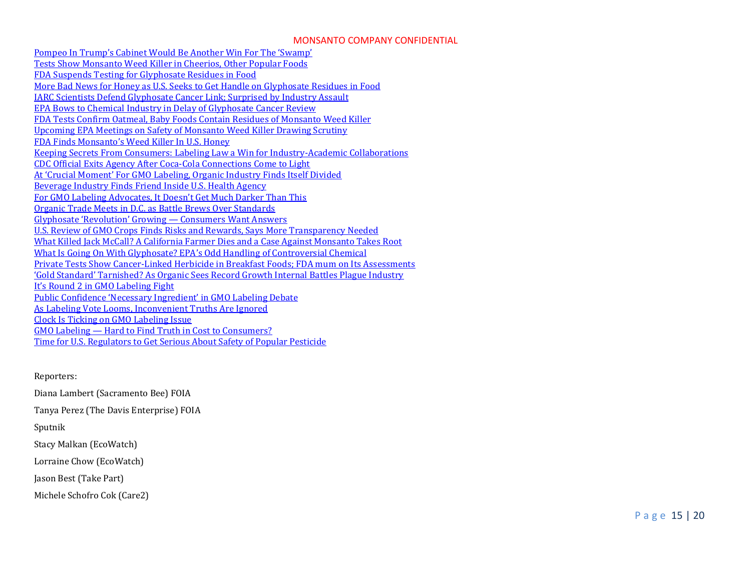MONSANTO COMPANY CONFIDENTIAL

Pompeo In Trump's Cabinet Would Be Another Win For The 'Swamp'
Tests Show Monsanto Weed Killer in Cheerios, Other Popular Foods
FDA Suspends Testing for Glyphosate Residues in Food
More Bad News for Honey as U.S. Seeks to Get Handle on Glyphosate Residues in Food
IARC Scientists Defend Glyphosate Cancer Link; Surprised by Industry Assault
EPA Bows to Chemical Industry in Delay of Glyphosate Cancer Review
FDA Tests Confirm Oatmeal, Baby Foods Contain Residues of Monsanto Weed Killer
Upcoming EPA Meetings on Safety of Monsanto Weed Killer Drawing Scrutiny
FDA Finds Monsanto's Weed Killer In U.S. Honey
Keeping Secrets From Consumers: Labeling Law a Win for Industry-Academic Collaborations
CDC Official Exits Agency After Coca-Cola Connections Come to Light
At 'Crucial Moment' For GMO Labeling, Organic Industry Finds Itself Divided
Beverage Industry Finds Friend Inside U.S. Health Agency
For GMO Labeling Advocates, It Doesn't Get Much Darker Than This
Organic Trade Meets in D.C. as Battle Brews Over Standards
Glyphosate 'Revolution' Growing — Consumers Want Answers
U.S. Review of GMO Crops Finds Risks and Rewards, Says More Transparency Needed
What Killed Jack McCall? A California Farmer Dies and a Case Against Monsanto Takes Root
What Is Going On With Glyphosate? EPA's Odd Handling of Controversial Chemical
Private Tests Show Cancer-Linked Herbicide in Breakfast Foods; FDA mum on Its Assessments
'Gold Standard' Tarnished? As Organic Sees Record Growth Internal Battles Plague Industry
It's Round 2 in GMO Labeling Fight
Public Confidence 'Necessary Ingredient' in GMO Labeling Debate
As Labeling Vote Looms, Inconvenient Truths Are Ignored
Clock Is Ticking on GMO Labeling Issue
GMO Labeling — Hard to Find Truth in Cost to Consumers?
Time for U.S. Regulators to Get Serious About Safety of Popular Pesticide

Reporters:

Diana Lambert (Sacramento Bee) FOIA

Tanya Perez (The Davis Enterprise) FOIA

Sputnik

Stacy Malkan (EcoWatch)

Lorraine Chow (EcoWatch)

Jason Best (Take Part)

Michele Schofro Cok (Care2)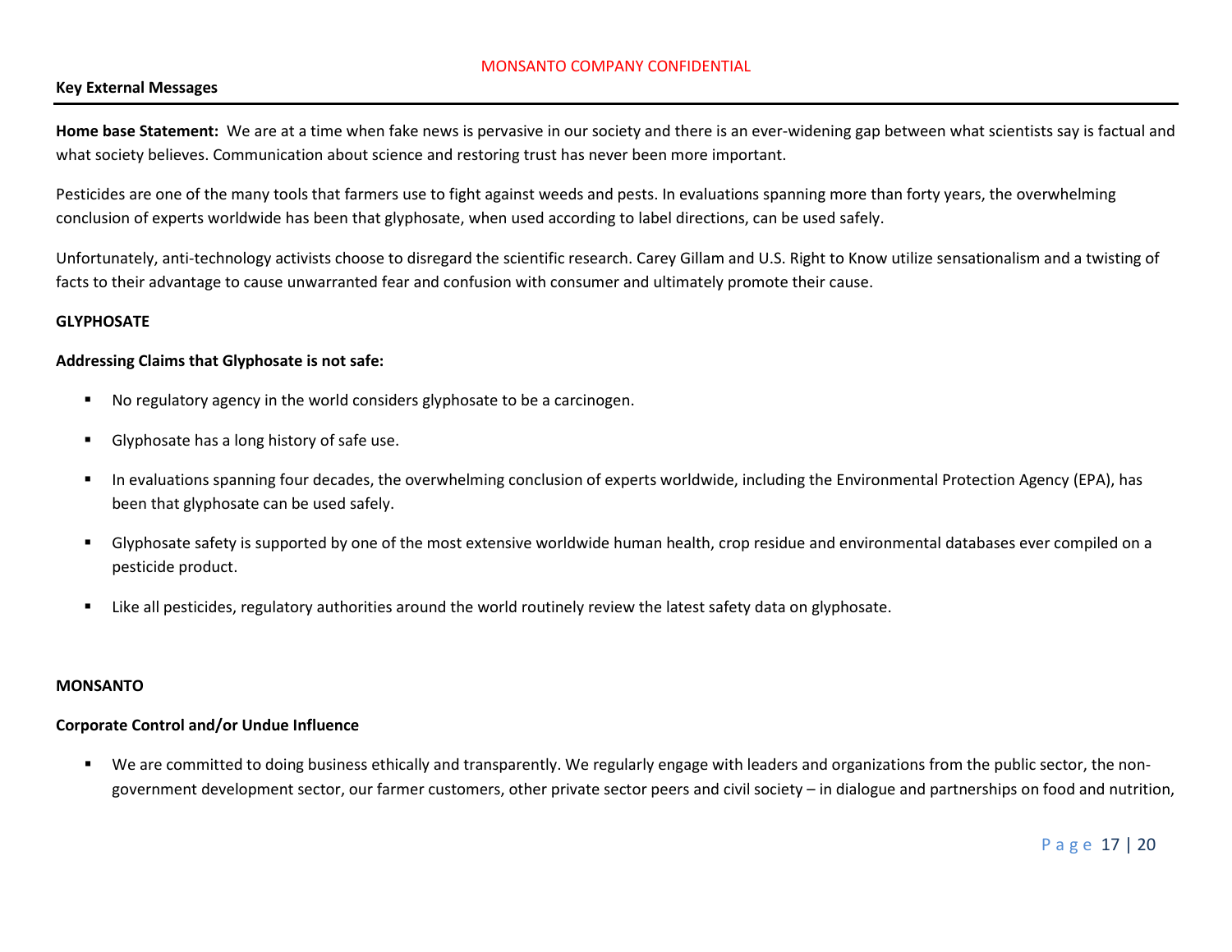MONSANTO COMPANY CONFIDENTIAL

**Key External Messages**

**Home base Statement:** We are at a time when fake news is pervasive in our society and there is an ever-widening gap between what scientists say is factual and what society believes. Communication about science and restoring trust has never been more important.

Pesticides are one of the many tools that farmers use to fight against weeds and pests. In evaluations spanning more than forty years, the overwhelming conclusion of experts worldwide has been that glyphosate, when used according to label directions, can be used safely.

Unfortunately, anti-technology activists choose to disregard the scientific research. Carey Gillam and U.S. Right to Know utilize sensationalism and a twisting of facts to their advantage to cause unwarranted fear and confusion with consumer and ultimately promote their cause.

**GLYPHOSATE**

**Addressing Claims that Glyphosate is not safe:**

- No regulatory agency in the world considers glyphosate to be a carcinogen.
- Glyphosate has a long history of safe use.
- In evaluations spanning four decades, the overwhelming conclusion of experts worldwide, including the Environmental Protection Agency (EPA), has been that glyphosate can be used safely.
- Glyphosate safety is supported by one of the most extensive worldwide human health, crop residue and environmental databases ever compiled on a pesticide product.
- Like all pesticides, regulatory authorities around the world routinely review the latest safety data on glyphosate.

**MONSANTO**

**Corporate Control and/or Undue Influence**

- We are committed to doing business ethically and transparently. We regularly engage with leaders and organizations from the public sector, the non-government development sector, our farmer customers, other private sector peers and civil society – in dialogue and partnerships on food and nutrition,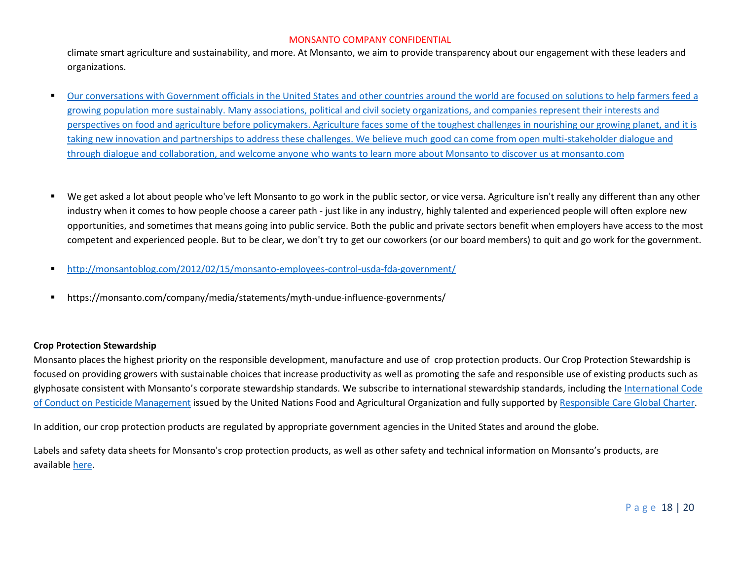climate smart agriculture and sustainability, and more. At Monsanto, we aim to provide transparency about our engagement with these leaders and organizations.

- Our conversations with Government officials in the United States and other countries around the world are focused on solutions to help farmers feed a growing population more sustainably. Many associations, political and civil society organizations, and companies represent their interests and perspectives on food and agriculture before policymakers. Agriculture faces some of the toughest challenges in nourishing our growing planet, and it is taking new innovation and partnerships to address these challenges. We believe much good can come from open multi-stakeholder dialogue and through dialogue and collaboration, and welcome anyone who wants to learn more about Monsanto to discover us at monsanto.com

- We get asked a lot about people who've left Monsanto to go work in the public sector, or vice versa. Agriculture isn't really any different than any other industry when it comes to how people choose a career path - just like in any industry, highly talented and experienced people will often explore new opportunities, and sometimes that means going into public service. Both the public and private sectors benefit when employers have access to the most competent and experienced people. But to be clear, we don't try to get our coworkers (or our board members) to quit and go work for the government.

- http://monsantoblog.com/2012/02/15/monsanto-employees-control-usda-fda-government/

- https://monsanto.com/company/media/statements/myth-undue-influence-governments/

**Crop Protection Stewardship**

Monsanto places the highest priority on the responsible development, manufacture and use of crop protection products. Our Crop Protection Stewardship is focused on providing growers with sustainable choices that increase productivity as well as promoting the safe and responsible use of existing products such as glyphosate consistent with Monsanto's corporate stewardship standards. We subscribe to international stewardship standards, including the International Code of Conduct on Pesticide Management issued by the United Nations Food and Agricultural Organization and fully supported by Responsible Care Global Charter.

In addition, our crop protection products are regulated by appropriate government agencies in the United States and around the globe.

Labels and safety data sheets for Monsanto's crop protection products, as well as other safety and technical information on Monsanto's products, are available here.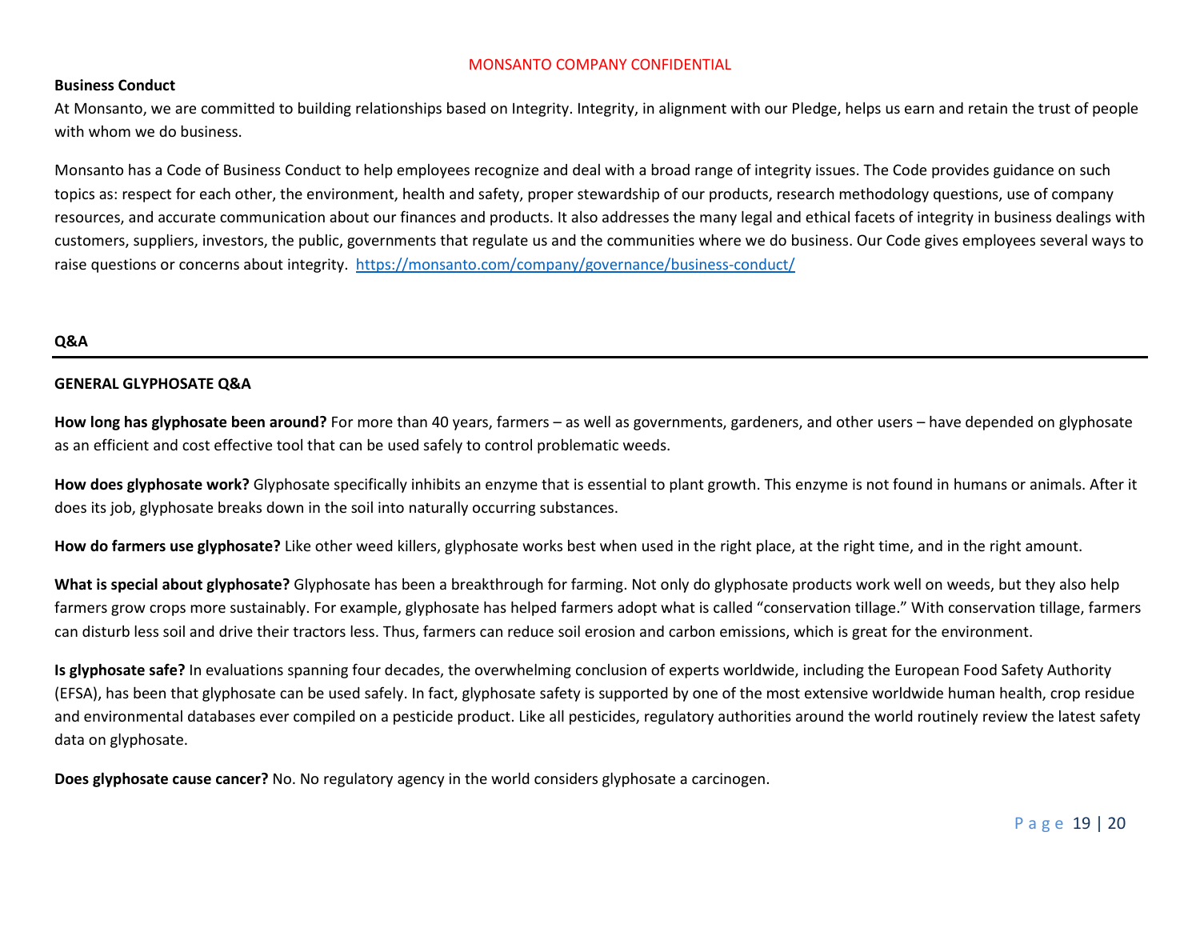MONSANTO COMPANY CONFIDENTIAL

**Business Conduct**

At Monsanto, we are committed to building relationships based on Integrity. Integrity, in alignment with our Pledge, helps us earn and retain the trust of people with whom we do business.

Monsanto has a Code of Business Conduct to help employees recognize and deal with a broad range of integrity issues. The Code provides guidance on such topics as: respect for each other, the environment, health and safety, proper stewardship of our products, research methodology questions, use of company resources, and accurate communication about our finances and products. It also addresses the many legal and ethical facets of integrity in business dealings with customers, suppliers, investors, the public, governments that regulate us and the communities where we do business. Our Code gives employees several ways to raise questions or concerns about integrity. https://monsanto.com/company/governance/business-conduct/

**Q&A**

---

**GENERAL GLYPHOSATE Q&A**

**How long has glyphosate been around?** For more than 40 years, farmers – as well as governments, gardeners, and other users – have depended on glyphosate as an efficient and cost effective tool that can be used safely to control problematic weeds.

**How does glyphosate work?** Glyphosate specifically inhibits an enzyme that is essential to plant growth. This enzyme is not found in humans or animals. After it does its job, glyphosate breaks down in the soil into naturally occurring substances.

**How do farmers use glyphosate?** Like other weed killers, glyphosate works best when used in the right place, at the right time, and in the right amount.

**What is special about glyphosate?** Glyphosate has been a breakthrough for farming. Not only do glyphosate products work well on weeds, but they also help farmers grow crops more sustainably. For example, glyphosate has helped farmers adopt what is called "conservation tillage." With conservation tillage, farmers can disturb less soil and drive their tractors less. Thus, farmers can reduce soil erosion and carbon emissions, which is great for the environment.

**Is glyphosate safe?** In evaluations spanning four decades, the overwhelming conclusion of experts worldwide, including the European Food Safety Authority (EFSA), has been that glyphosate can be used safely. In fact, glyphosate safety is supported by one of the most extensive worldwide human health, crop residue and environmental databases ever compiled on a pesticide product. Like all pesticides, regulatory authorities around the world routinely review the latest safety data on glyphosate.

**Does glyphosate cause cancer?** No. No regulatory agency in the world considers glyphosate a carcinogen.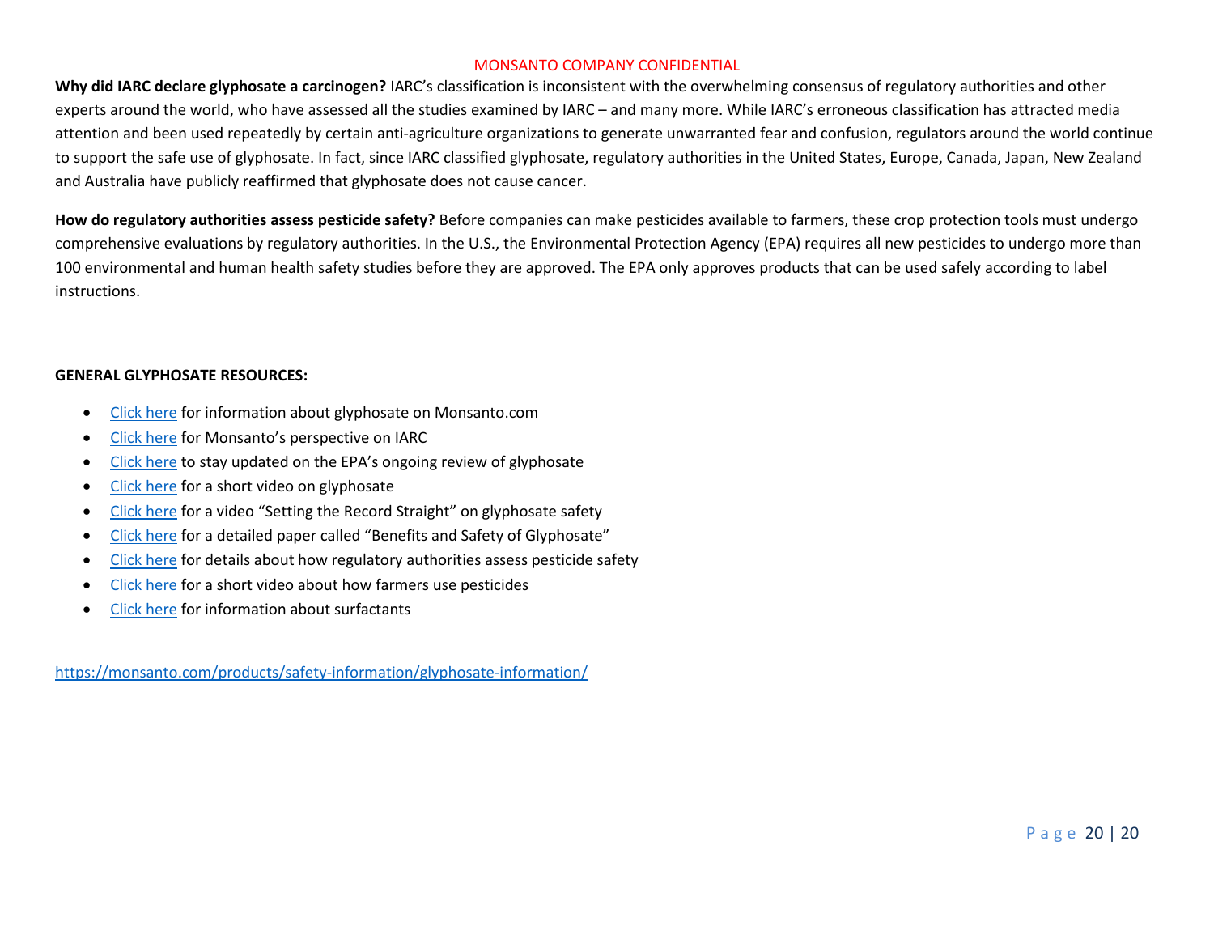**Why did IARC declare glyphosate a carcinogen?** IARC's classification is inconsistent with the overwhelming consensus of regulatory authorities and other experts around the world, who have assessed all the studies examined by IARC – and many more. While IARC's erroneous classification has attracted media attention and been used repeatedly by certain anti-agriculture organizations to generate unwarranted fear and confusion, regulators around the world continue to support the safe use of glyphosate. In fact, since IARC classified glyphosate, regulatory authorities in the United States, Europe, Canada, Japan, New Zealand and Australia have publicly reaffirmed that glyphosate does not cause cancer.

**How do regulatory authorities assess pesticide safety?** Before companies can make pesticides available to farmers, these crop protection tools must undergo comprehensive evaluations by regulatory authorities. In the U.S., the Environmental Protection Agency (EPA) requires all new pesticides to undergo more than 100 environmental and human health safety studies before they are approved. The EPA only approves products that can be used safely according to label instructions.

**GENERAL GLYPHOSATE RESOURCES:**

- Click here for information about glyphosate on Monsanto.com
- Click here for Monsanto's perspective on IARC
- Click here to stay updated on the EPA's ongoing review of glyphosate
- Click here for a short video on glyphosate
- Click here for a video "Setting the Record Straight" on glyphosate safety
- Click here for a detailed paper called "Benefits and Safety of Glyphosate"
- Click here for details about how regulatory authorities assess pesticide safety
- Click here for a short video about how farmers use pesticides
- Click here for information about surfactants

https://monsanto.com/products/safety-information/glyphosate-information/